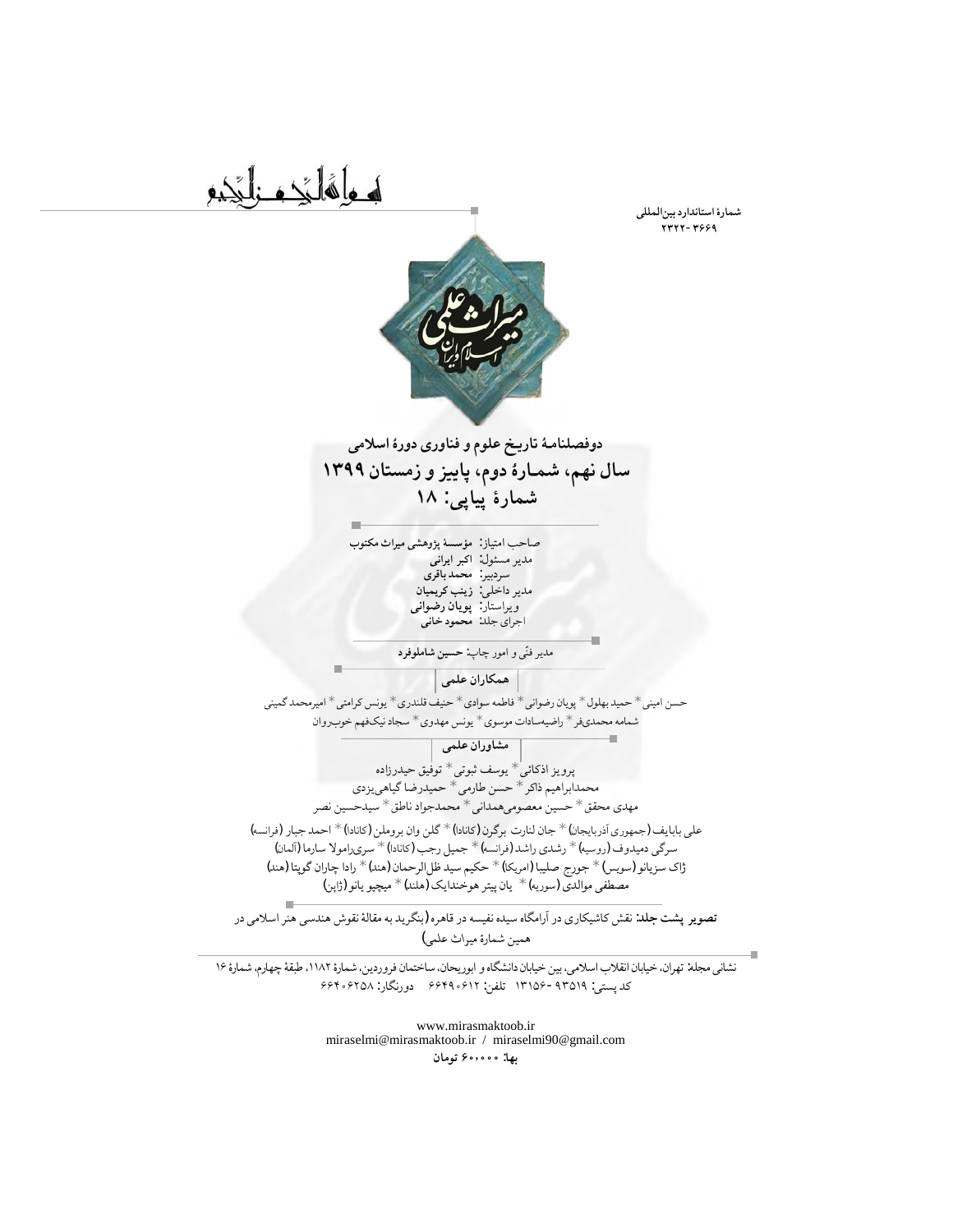بسم الله الرحمن الرحیم

**شمارهٔ استاندارد بین‌المللی**
**۲۳۲۲-۳۶۶۹**

میراث علمی
اسلام و ایران

## دوفصلنامهٔ تاریخ علوم و فناوری دورهٔ اسلامی

## سال نهم، شمارهٔ دوم، پاییز و زمستان ۱۳۹۹

## شمارهٔ پیاپی: ۱۸

صاحب امتیاز: **مؤسسهٔ پژوهشی میراث مکتوب**
مدیر مسئول: **اکبر ایرانی**
سردبیر: **محمد باقری**
مدیر داخلی: **زینب کریمیان**
ویراستار: **پویان رضوانی**
اجرای جلد: **محمود خانی**

مدیر فنّی و امور چاپ: **حسین شاملوفرد**

**همکاران علمی**

حسن امینی * حمید بهلول * پویان رضوانی * فاطمه سوادی * حنیف قلندری * یونس کرامتی * امیرمحمد گمینی
شمامه محمدی‌فر * راضیه‌سادات موسوی * یونس مهدوی * سجاد نیک‌فهم خوب‌روان

**مشاوران علمی**

پرویز اذکائی * یوسف ثبوتی * توفیق حیدرزاده
محمدابراهیم ذاکر * حسن طارمی * حمیدرضا گیاهی یزدی
مهدی محقق * حسین معصومی‌همدانی * محمدجواد ناطق * سیدحسین نصر
علی بابایف (جمهوری آذربایجان) * جان لنارت برگرن (کانادا) * گلن وان بروملن (کانادا) * احمد جبار (فرانسه)
سرگی دمیدوف (روسیه) * رشدی راشد (فرانسه) * جمیل رجب (کانادا) * سری‌راموِلا سارما (آلمان)
ژاک سزیانو (سویس) * جورج صلیبا (امریکا) * حکیم سید ظل‌الرحمان (هند) * رادا چاران گوپتا (هند)
مصطفی موالدی (سوریه) * یان پیتر هوختندایک (هلند) * میچیو یانو (ژاپن)

**تصویر پشت جلد:** نقش کاشیکاری در آرامگاه سیده نفیسه در قاهره (بنگرید به مقالهٔ نقوش هندسی هنر اسلامی در همین شمارهٔ میراث علمی)

**نشانی مجله:** تهران، خیابان انقلاب اسلامی، بین خیابان دانشگاه و ابوریحان، ساختمان فروردین، شمارهٔ ۱۱۸۲، طبقهٔ چهارم، شمارهٔ ۱۶
کد پستی: ۹۳۵۱۹-۱۳۱۵۶ تلفن: ۶۶۴۹۰۶۱۲ دورنگار: ۶۶۴۰۶۲۵۸

www.mirasmaktoob.ir
miraselmi@mirasmaktoob.ir / miraselmi90@gmail.com

**بها: ۶۰،۰۰۰ تومان**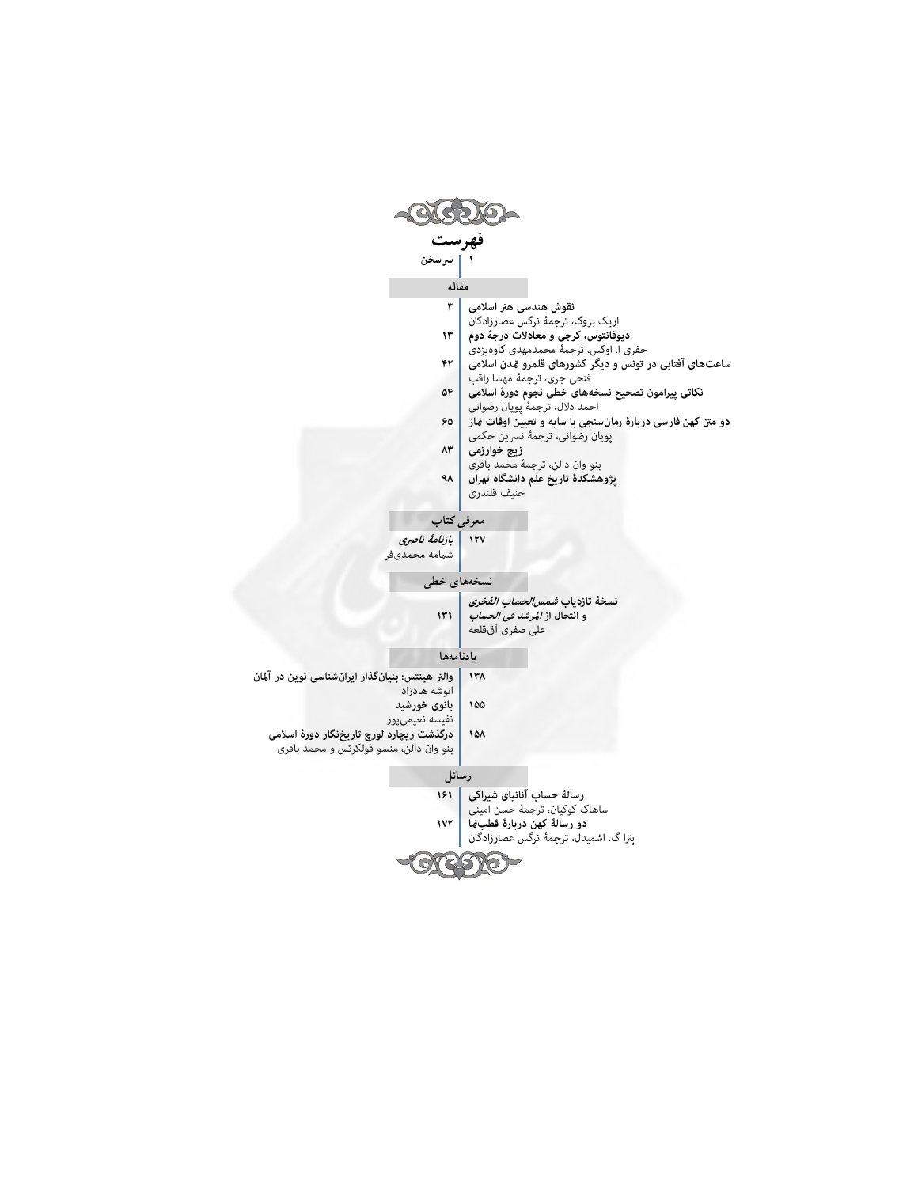# فهرست

۱ | *سرسخن*

## مقاله

۳ | **نقوش هندسی هنر اسلامی**
اریک بروگ، ترجمهٔ نرگس عصارزادگان

۱۳ | **دیوفانتوس، کرجی و معادلات درجهٔ دوم**
جفری ا. اوکس، ترجمهٔ محمدمهدی کاوه‌یزدی

۴۲ | **ساعت‌های آفتابی در تونس و دیگر کشورهای قلمرو تمدن اسلامی**
فتحی جری، ترجمهٔ مهسا راقب

۵۴ | **نکاتی پیرامون تصحیح نسخه‌های خطی نجوم دورهٔ اسلامی**
احمد دلال، ترجمهٔ پویان رضوانی

۶۵ | **دو متن کهن فارسی دربارهٔ زمان‌سنجی با سایه و تعیین اوقات نماز**
پویان رضوانی، ترجمهٔ نسرین حکمی

۸۳ | **زیج خوارزمی**
بنو وان دالن، ترجمهٔ محمد باقری

۹۸ | **پژوهشکدهٔ تاریخ علم دانشگاه تهران**
حنیف قلندری

## معرفی کتاب

۱۲۷ | ***بازنامهٔ ناصری***
شمامه محمدی‌فر

## نسخه‌های خطی

۱۳۱ | **نسخهٔ تازه‌یاب *شمس‌الحساب الفخری* و انتحال از *المرشد فی الحساب***
علی صفری آق‌قلعه

## یادنامه‌ها

۱۳۸ | **والتر هینتس: بنیان‌گذار ایران‌شناسی نوین در آلمان**
انوشه هادزاد

۱۵۵ | **بانوی خورشید**
نفیسه نعیمی‌پور

۱۵۸ | **درگذشت ریچارد لورچ تاریخ‌نگار دورهٔ اسلامی**
بنو وان دالن، منسو فولکرتس و محمد باقری

## رسائل

۱۶۱ | **رسالهٔ حساب آنانیای شیراکی**
ساهاک کوکیان، ترجمهٔ حسن امینی

۱۷۲ | **دو رسالهٔ کهن دربارهٔ قطب‌نما**
پترا گ. اشمیدل، ترجمهٔ نرگس عصارزادگان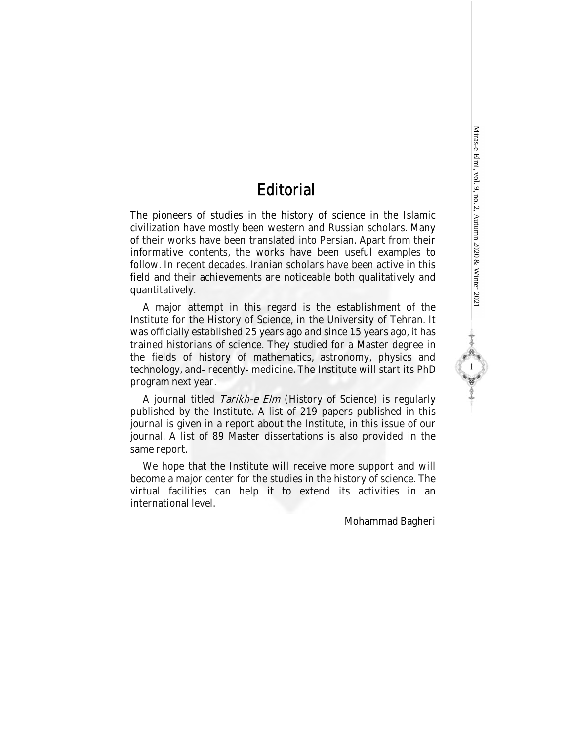# Editorial

The pioneers of studies in the history of science in the Islamic civilization have mostly been western and Russian scholars. Many of their works have been translated into Persian. Apart from their informative contents, the works have been useful examples to follow. In recent decades, Iranian scholars have been active in this field and their achievements are noticeable both qualitatively and quantitatively.

A major attempt in this regard is the establishment of the Institute for the History of Science, in the University of Tehran. It was officially established 25 years ago and since 15 years ago, it has trained historians of science. They studied for a Master degree in the fields of history of mathematics, astronomy, physics and technology, and- recently- medicine. The Institute will start its PhD program next year.

A journal titled *Tarikh-e Elm* (History of Science) is regularly published by the Institute. A list of 219 papers published in this journal is given in a report about the Institute, in this issue of our journal. A list of 89 Master dissertations is also provided in the same report.

We hope that the Institute will receive more support and will become a major center for the studies in the history of science. The virtual facilities can help it to extend its activities in an international level.

Mohammad Bagheri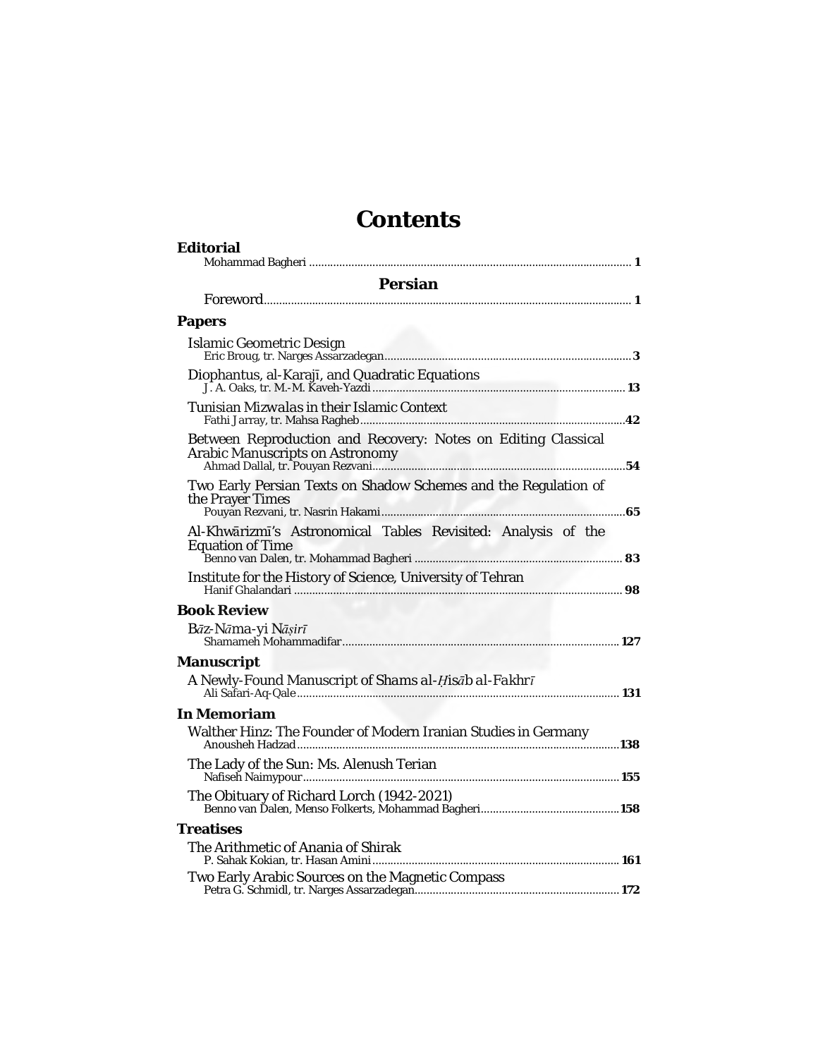# Contents

## Editorial

Mohammad Bagheri ... **1**

## Persian

Foreword ... **1**

## Papers

Islamic Geometric Design
Eric Broug, tr. Narges Assarzadegan ... **3**

Diophantus, al-Karajī, and Quadratic Equations
J. A. Oaks, tr. M.-M. Kaveh-Yazdi ... **13**

Tunisian *Mizwalas* in their Islamic Context
Fathi Jarray, tr. Mahsa Ragheb ... **42**

Between Reproduction and Recovery: Notes on Editing Classical Arabic Manuscripts on Astronomy
Ahmad Dallal, tr. Pouyan Rezvani ... **54**

Two Early Persian Texts on Shadow Schemes and the Regulation of the Prayer Times
Pouyan Rezvani, tr. Nasrin Hakami ... **65**

Al-Khwārizmī's Astronomical Tables Revisited: Analysis of the Equation of Time
Benno van Dalen, tr. Mohammad Bagheri ... **83**

Institute for the History of Science, University of Tehran
Hanif Ghalandari ... **98**

## Book Review

*Bāz-Nāma-yi Nāṣirī*
Shamameh Mohammadifar ... **127**

## Manuscript

A Newly-Found Manuscript of *Shams al-Ḥisāb al-Fakhrī*
Ali Safari-Aq-Qale ... **131**

## In Memoriam

Walther Hinz: The Founder of Modern Iranian Studies in Germany
Anousheh Hadzad ... **138**

The Lady of the Sun: Ms. Alenush Terian
Nafiseh Naimypour ... **155**

The Obituary of Richard Lorch (1942-2021)
Benno van Dalen, Menso Folkerts, Mohammad Bagheri ... **158**

## Treatises

The Arithmetic of Anania of Shirak
P. Sahak Kokian, tr. Hasan Amini ... **161**

Two Early Arabic Sources on the Magnetic Compass
Petra G. Schmidl, tr. Narges Assarzadegan ... **172**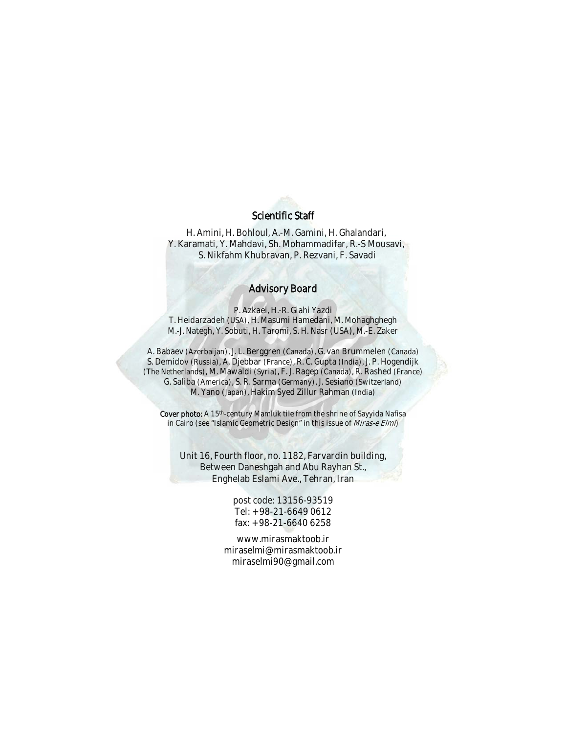## Scientific Staff

H. Amini, H. Bohloul, A.-M. Gamini, H. Ghalandari,
Y. Karamati, Y. Mahdavi, Sh. Mohammadifar, R.-S Mousavi,
S. Nikfahm Khubravan, P. Rezvani, F. Savadi

## Advisory Board

P. Azkaei, H.-R. Giahi Yazdi
T. Heidarzadeh (USA), H. Masumi Hamedani, M. Mohaghghegh
M.-J. Nategh, Y. Sobuti, H. Taromi, S. H. Nasr (USA), M.-E. Zaker

A. Babaev (Azerbaijan), J. L. Berggren (Canada), G. van Brummelen (Canada)
S. Demidov (Russia), A. Djebbar (France), R. C. Gupta (India), J. P. Hogendijk
(The Netherlands), M. Mawaldi (Syria), F. J. Ragep (Canada), R. Rashed (France)
G. Saliba (America), S. R. Sarma (Germany), J. Sesiano (Switzerland)
M. Yano (Japan), Hakim Syed Zillur Rahman (India)

**Cover photo:** A 15th-century Mamluk tile from the shrine of Sayyida Nafisa in Cairo (see "Islamic Geometric Design" in this issue of *Miras-e Elmi*)

Unit 16, Fourth floor, no. 1182, Farvardin building,
Between Daneshgah and Abu Rayhan St.,
Enghelab Eslami Ave., Tehran, Iran

post code: 13156-93519
Tel: +98-21-6649 0612
fax: +98-21-6640 6258

www.mirasmaktoob.ir
miraselmi@mirasmaktoob.ir
miraselmi90@gmail.com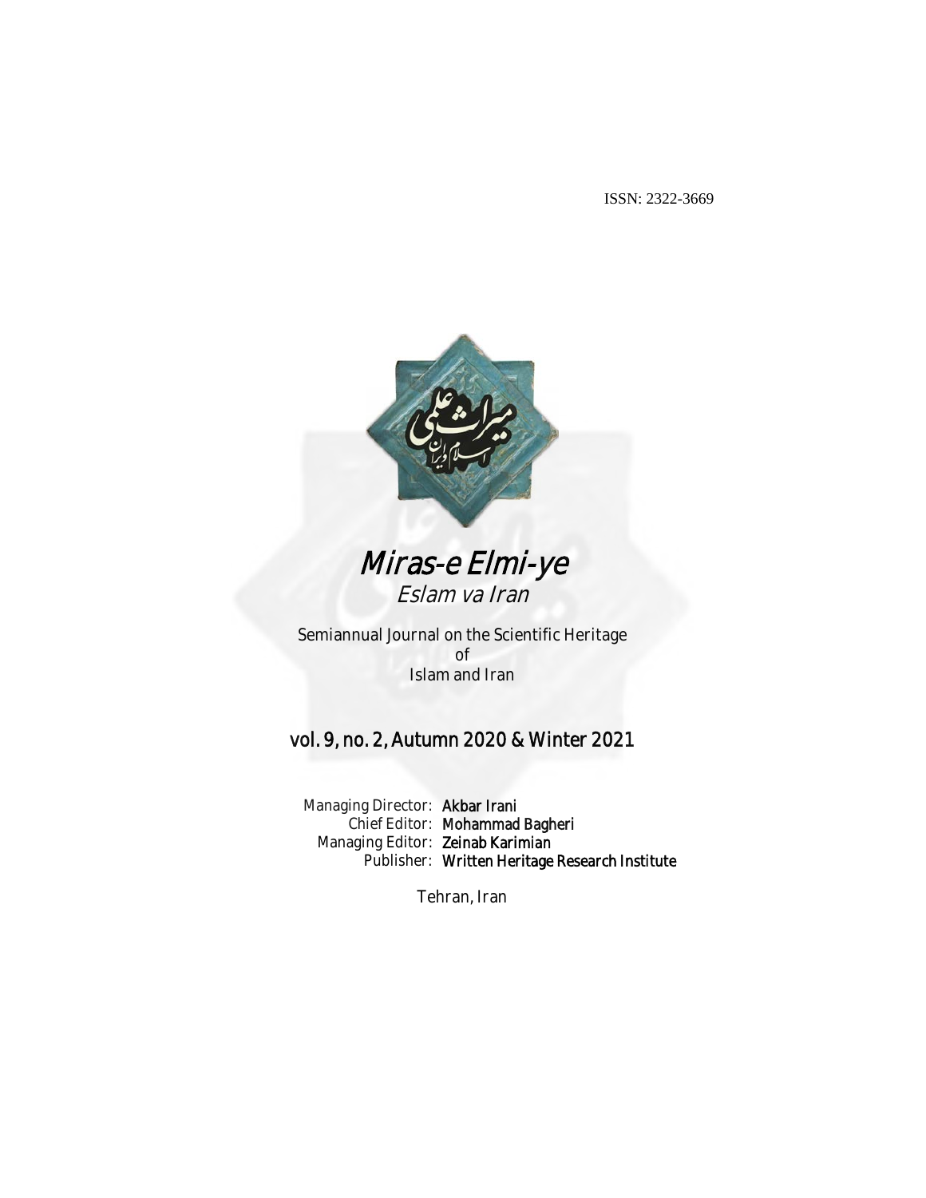ISSN: 2322-3669

# Miras-e Elmi-ye

*Eslam va Iran*

Semiannual Journal on the Scientific Heritage
of
Islam and Iran

## vol. 9, no. 2, Autumn 2020 & Winter 2021

Managing Director: **Akbar Irani**
Chief Editor: **Mohammad Bagheri**
Managing Editor: **Zeinab Karimian**
Publisher: **Written Heritage Research Institute**

Tehran, Iran